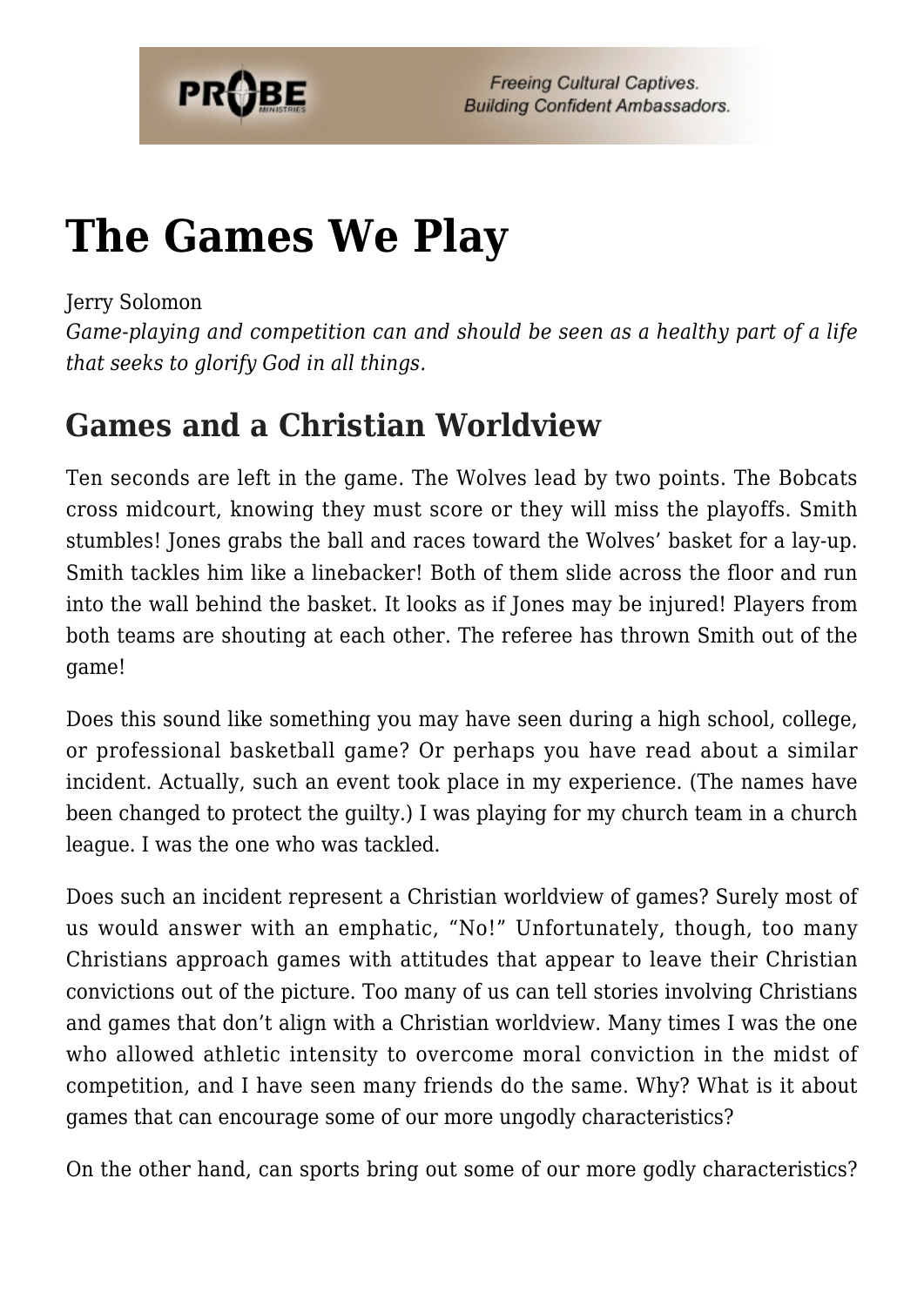# The Games We Play

Jerry Solomon

*Game-playing and competition can and should be seen as a healthy part of a life that seeks to glorify God in all things.*

## Games and a Christian Worldview

Ten seconds are left in the game. The Wolves lead by two points. The Bobcats cross midcourt, knowing they must score or they will miss the playoffs. Smith stumbles! Jones grabs the ball and races toward the Wolves' basket for a lay-up. Smith tackles him like a linebacker! Both of them slide across the floor and run into the wall behind the basket. It looks as if Jones may be injured! Players from both teams are shouting at each other. The referee has thrown Smith out of the game!

Does this sound like something you may have seen during a high school, college, or professional basketball game? Or perhaps you have read about a similar incident. Actually, such an event took place in my experience. (The names have been changed to protect the guilty.) I was playing for my church team in a church league. I was the one who was tackled.

Does such an incident represent a Christian worldview of games? Surely most of us would answer with an emphatic, "No!" Unfortunately, though, too many Christians approach games with attitudes that appear to leave their Christian convictions out of the picture. Too many of us can tell stories involving Christians and games that don't align with a Christian worldview. Many times I was the one who allowed athletic intensity to overcome moral conviction in the midst of competition, and I have seen many friends do the same. Why? What is it about games that can encourage some of our more ungodly characteristics?

On the other hand, can sports bring out some of our more godly characteristics?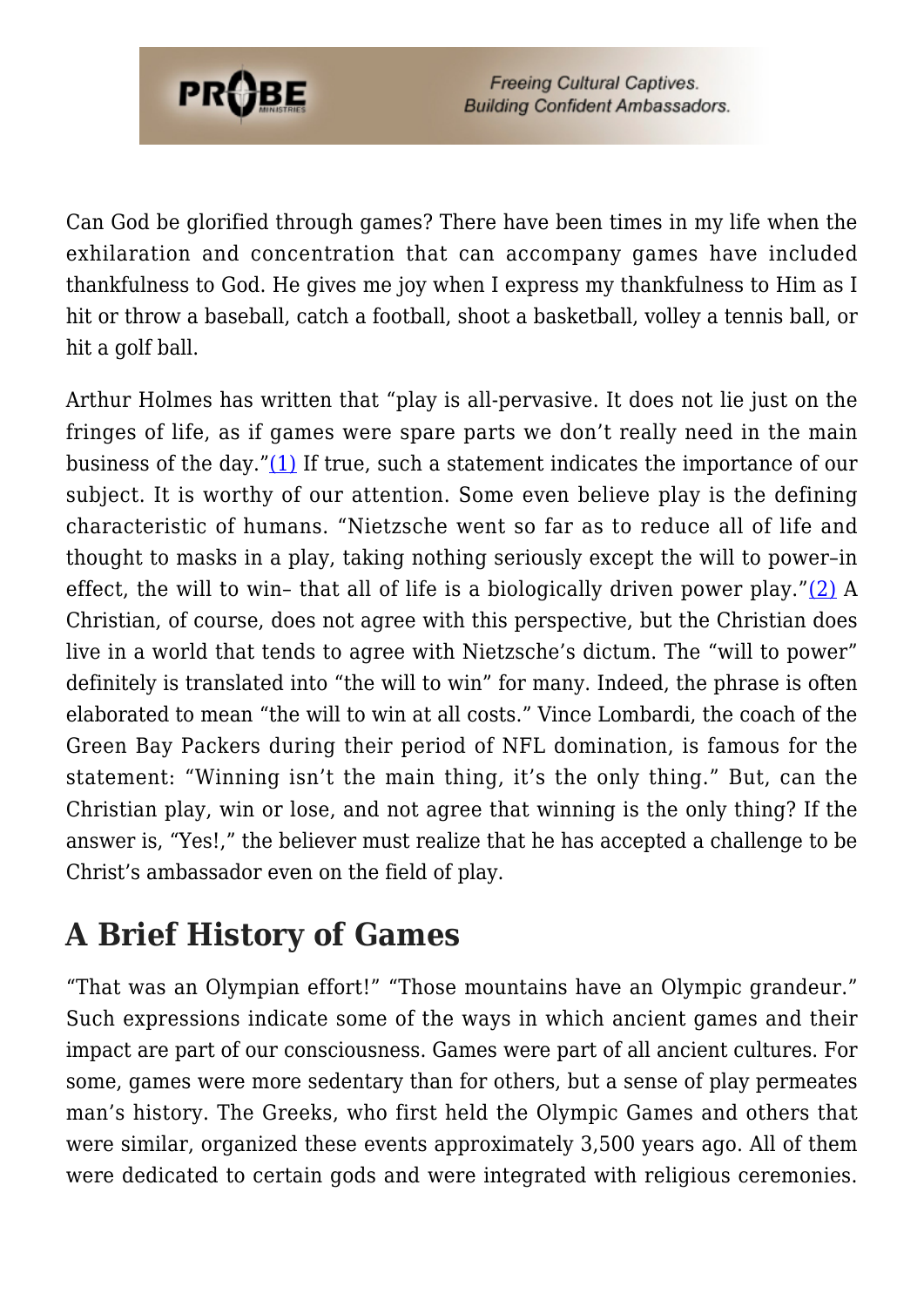Can God be glorified through games? There have been times in my life when the exhilaration and concentration that can accompany games have included thankfulness to God. He gives me joy when I express my thankfulness to Him as I hit or throw a baseball, catch a football, shoot a basketball, volley a tennis ball, or hit a golf ball.

Arthur Holmes has written that "play is all-pervasive. It does not lie just on the fringes of life, as if games were spare parts we don't really need in the main business of the day."(1) If true, such a statement indicates the importance of our subject. It is worthy of our attention. Some even believe play is the defining characteristic of humans. "Nietzsche went so far as to reduce all of life and thought to masks in a play, taking nothing seriously except the will to power–in effect, the will to win– that all of life is a biologically driven power play."(2) A Christian, of course, does not agree with this perspective, but the Christian does live in a world that tends to agree with Nietzsche's dictum. The "will to power" definitely is translated into "the will to win" for many. Indeed, the phrase is often elaborated to mean "the will to win at all costs." Vince Lombardi, the coach of the Green Bay Packers during their period of NFL domination, is famous for the statement: "Winning isn't the main thing, it's the only thing." But, can the Christian play, win or lose, and not agree that winning is the only thing? If the answer is, "Yes!," the believer must realize that he has accepted a challenge to be Christ's ambassador even on the field of play.

## A Brief History of Games

"That was an Olympian effort!" "Those mountains have an Olympic grandeur." Such expressions indicate some of the ways in which ancient games and their impact are part of our consciousness. Games were part of all ancient cultures. For some, games were more sedentary than for others, but a sense of play permeates man's history. The Greeks, who first held the Olympic Games and others that were similar, organized these events approximately 3,500 years ago. All of them were dedicated to certain gods and were integrated with religious ceremonies.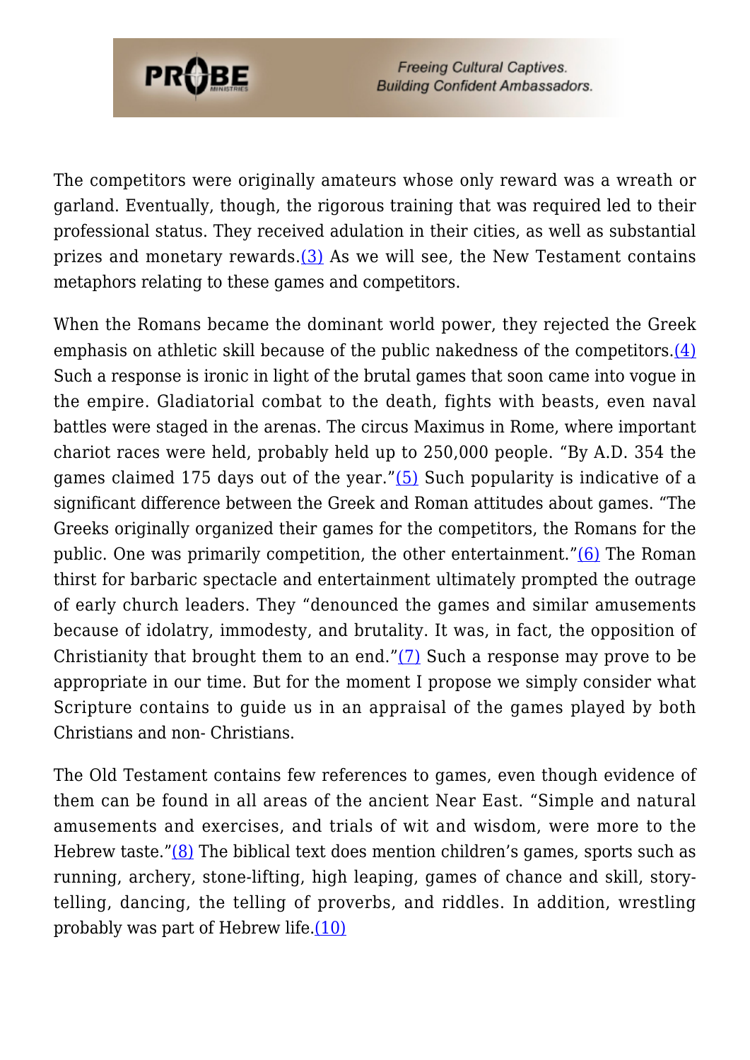The competitors were originally amateurs whose only reward was a wreath or garland. Eventually, though, the rigorous training that was required led to their professional status. They received adulation in their cities, as well as substantial prizes and monetary rewards.(3) As we will see, the New Testament contains metaphors relating to these games and competitors.

When the Romans became the dominant world power, they rejected the Greek emphasis on athletic skill because of the public nakedness of the competitors.(4) Such a response is ironic in light of the brutal games that soon came into vogue in the empire. Gladiatorial combat to the death, fights with beasts, even naval battles were staged in the arenas. The circus Maximus in Rome, where important chariot races were held, probably held up to 250,000 people. "By A.D. 354 the games claimed 175 days out of the year."(5) Such popularity is indicative of a significant difference between the Greek and Roman attitudes about games. "The Greeks originally organized their games for the competitors, the Romans for the public. One was primarily competition, the other entertainment."(6) The Roman thirst for barbaric spectacle and entertainment ultimately prompted the outrage of early church leaders. They "denounced the games and similar amusements because of idolatry, immodesty, and brutality. It was, in fact, the opposition of Christianity that brought them to an end."(7) Such a response may prove to be appropriate in our time. But for the moment I propose we simply consider what Scripture contains to guide us in an appraisal of the games played by both Christians and non- Christians.

The Old Testament contains few references to games, even though evidence of them can be found in all areas of the ancient Near East. "Simple and natural amusements and exercises, and trials of wit and wisdom, were more to the Hebrew taste."(8) The biblical text does mention children's games, sports such as running, archery, stone-lifting, high leaping, games of chance and skill, story-telling, dancing, the telling of proverbs, and riddles. In addition, wrestling probably was part of Hebrew life.(10)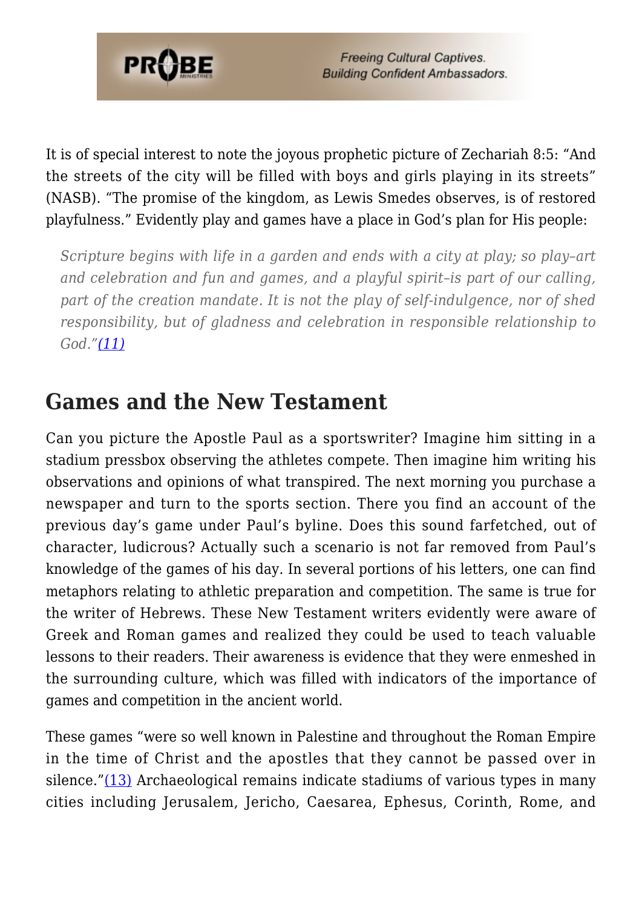It is of special interest to note the joyous prophetic picture of Zechariah 8:5: "And the streets of the city will be filled with boys and girls playing in its streets" (NASB). "The promise of the kingdom, as Lewis Smedes observes, is of restored playfulness." Evidently play and games have a place in God's plan for His people:

> *Scripture begins with life in a garden and ends with a city at play; so play–art and celebration and fun and games, and a playful spirit–is part of our calling, part of the creation mandate. It is not the play of self-indulgence, nor of shed responsibility, but of gladness and celebration in responsible relationship to God."[(11)]*

## Games and the New Testament

Can you picture the Apostle Paul as a sportswriter? Imagine him sitting in a stadium pressbox observing the athletes compete. Then imagine him writing his observations and opinions of what transpired. The next morning you purchase a newspaper and turn to the sports section. There you find an account of the previous day's game under Paul's byline. Does this sound farfetched, out of character, ludicrous? Actually such a scenario is not far removed from Paul's knowledge of the games of his day. In several portions of his letters, one can find metaphors relating to athletic preparation and competition. The same is true for the writer of Hebrews. These New Testament writers evidently were aware of Greek and Roman games and realized they could be used to teach valuable lessons to their readers. Their awareness is evidence that they were enmeshed in the surrounding culture, which was filled with indicators of the importance of games and competition in the ancient world.

These games "were so well known in Palestine and throughout the Roman Empire in the time of Christ and the apostles that they cannot be passed over in silence."(13) Archaeological remains indicate stadiums of various types in many cities including Jerusalem, Jericho, Caesarea, Ephesus, Corinth, Rome, and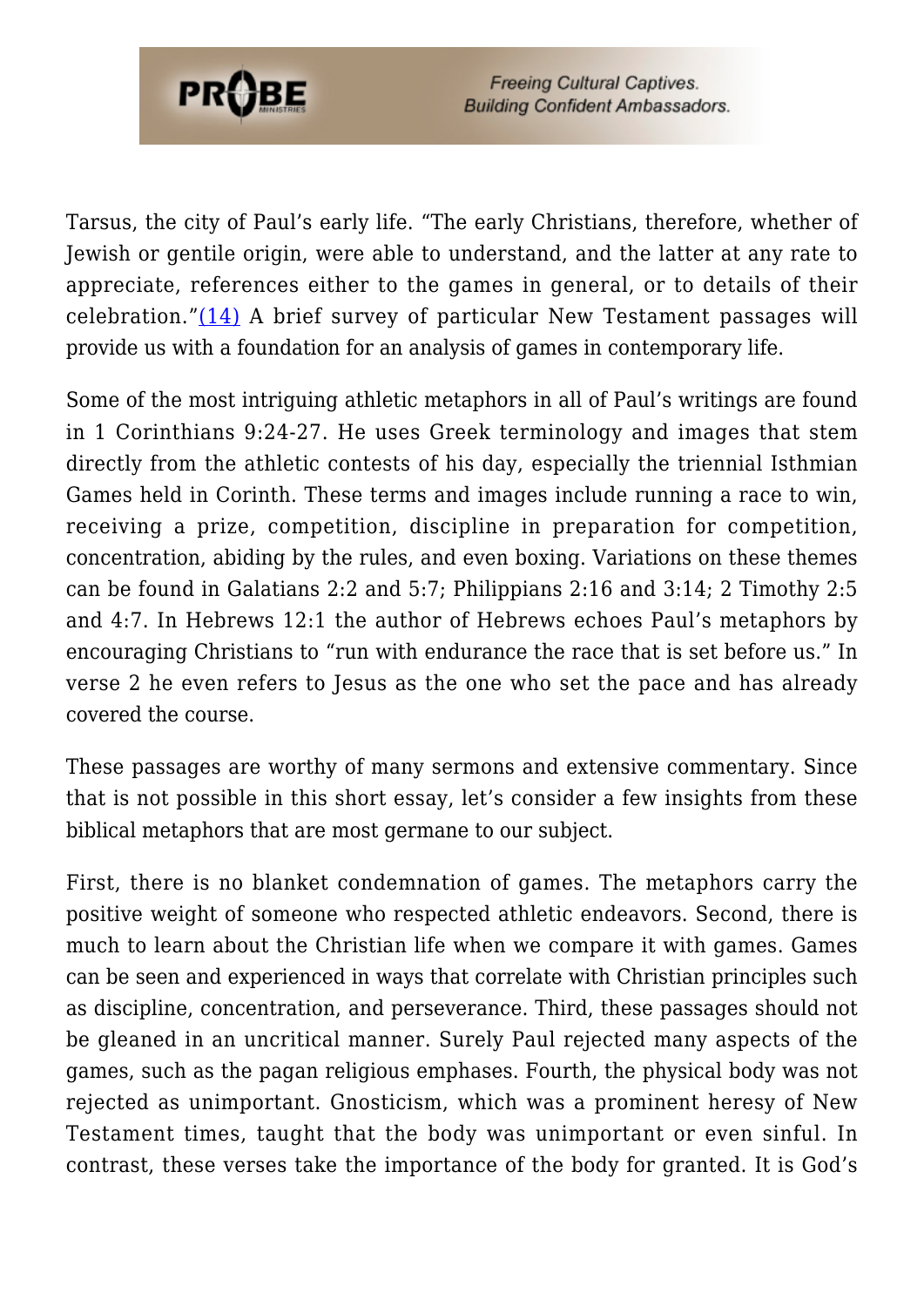Tarsus, the city of Paul's early life. "The early Christians, therefore, whether of Jewish or gentile origin, were able to understand, and the latter at any rate to appreciate, references either to the games in general, or to details of their celebration."(14) A brief survey of particular New Testament passages will provide us with a foundation for an analysis of games in contemporary life.

Some of the most intriguing athletic metaphors in all of Paul's writings are found in 1 Corinthians 9:24-27. He uses Greek terminology and images that stem directly from the athletic contests of his day, especially the triennial Isthmian Games held in Corinth. These terms and images include running a race to win, receiving a prize, competition, discipline in preparation for competition, concentration, abiding by the rules, and even boxing. Variations on these themes can be found in Galatians 2:2 and 5:7; Philippians 2:16 and 3:14; 2 Timothy 2:5 and 4:7. In Hebrews 12:1 the author of Hebrews echoes Paul's metaphors by encouraging Christians to "run with endurance the race that is set before us." In verse 2 he even refers to Jesus as the one who set the pace and has already covered the course.

These passages are worthy of many sermons and extensive commentary. Since that is not possible in this short essay, let's consider a few insights from these biblical metaphors that are most germane to our subject.

First, there is no blanket condemnation of games. The metaphors carry the positive weight of someone who respected athletic endeavors. Second, there is much to learn about the Christian life when we compare it with games. Games can be seen and experienced in ways that correlate with Christian principles such as discipline, concentration, and perseverance. Third, these passages should not be gleaned in an uncritical manner. Surely Paul rejected many aspects of the games, such as the pagan religious emphases. Fourth, the physical body was not rejected as unimportant. Gnosticism, which was a prominent heresy of New Testament times, taught that the body was unimportant or even sinful. In contrast, these verses take the importance of the body for granted. It is God's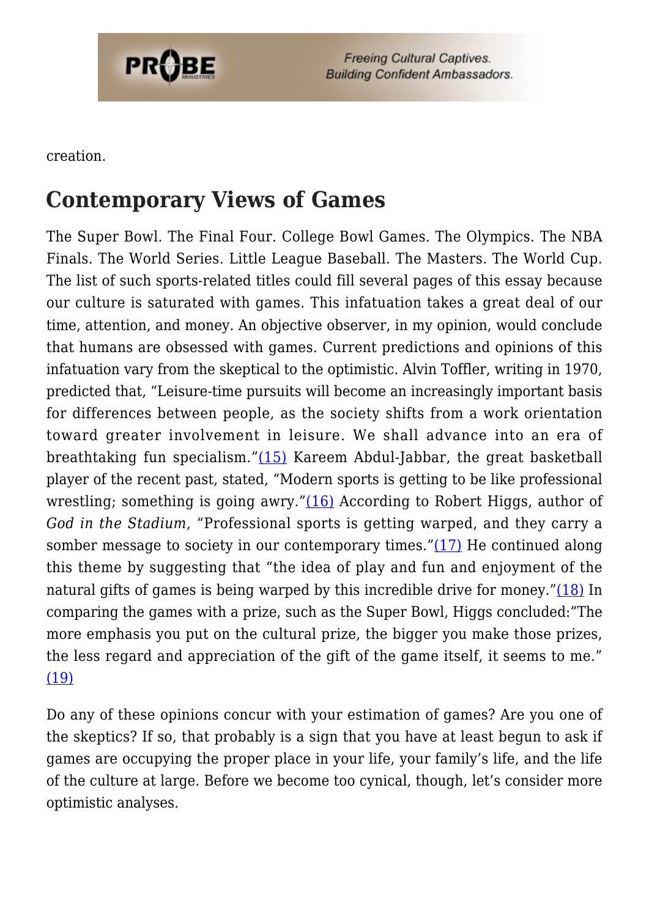creation.

## Contemporary Views of Games

The Super Bowl. The Final Four. College Bowl Games. The Olympics. The NBA Finals. The World Series. Little League Baseball. The Masters. The World Cup. The list of such sports-related titles could fill several pages of this essay because our culture is saturated with games. This infatuation takes a great deal of our time, attention, and money. An objective observer, in my opinion, would conclude that humans are obsessed with games. Current predictions and opinions of this infatuation vary from the skeptical to the optimistic. Alvin Toffler, writing in 1970, predicted that, "Leisure-time pursuits will become an increasingly important basis for differences between people, as the society shifts from a work orientation toward greater involvement in leisure. We shall advance into an era of breathtaking fun specialism."(15) Kareem Abdul-Jabbar, the great basketball player of the recent past, stated, "Modern sports is getting to be like professional wrestling; something is going awry."(16) According to Robert Higgs, author of *God in the Stadium*, "Professional sports is getting warped, and they carry a somber message to society in our contemporary times."(17) He continued along this theme by suggesting that "the idea of play and fun and enjoyment of the natural gifts of games is being warped by this incredible drive for money."(18) In comparing the games with a prize, such as the Super Bowl, Higgs concluded:"The more emphasis you put on the cultural prize, the bigger you make those prizes, the less regard and appreciation of the gift of the game itself, it seems to me." (19)

Do any of these opinions concur with your estimation of games? Are you one of the skeptics? If so, that probably is a sign that you have at least begun to ask if games are occupying the proper place in your life, your family's life, and the life of the culture at large. Before we become too cynical, though, let's consider more optimistic analyses.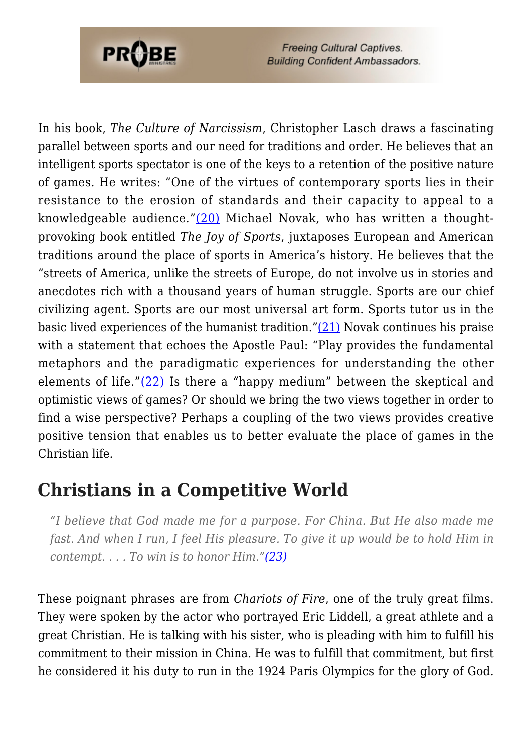In his book, *The Culture of Narcissism*, Christopher Lasch draws a fascinating parallel between sports and our need for traditions and order. He believes that an intelligent sports spectator is one of the keys to a retention of the positive nature of games. He writes: "One of the virtues of contemporary sports lies in their resistance to the erosion of standards and their capacity to appeal to a knowledgeable audience."(20) Michael Novak, who has written a thought-provoking book entitled *The Joy of Sports*, juxtaposes European and American traditions around the place of sports in America's history. He believes that the "streets of America, unlike the streets of Europe, do not involve us in stories and anecdotes rich with a thousand years of human struggle. Sports are our chief civilizing agent. Sports are our most universal art form. Sports tutor us in the basic lived experiences of the humanist tradition."(21) Novak continues his praise with a statement that echoes the Apostle Paul: "Play provides the fundamental metaphors and the paradigmatic experiences for understanding the other elements of life."(22) Is there a "happy medium" between the skeptical and optimistic views of games? Or should we bring the two views together in order to find a wise perspective? Perhaps a coupling of the two views provides creative positive tension that enables us to better evaluate the place of games in the Christian life.

## Christians in a Competitive World

> *"I believe that God made me for a purpose. For China. But He also made me fast. And when I run, I feel His pleasure. To give it up would be to hold Him in contempt. . . . To win is to honor Him."(23)*

These poignant phrases are from *Chariots of Fire*, one of the truly great films. They were spoken by the actor who portrayed Eric Liddell, a great athlete and a great Christian. He is talking with his sister, who is pleading with him to fulfill his commitment to their mission in China. He was to fulfill that commitment, but first he considered it his duty to run in the 1924 Paris Olympics for the glory of God.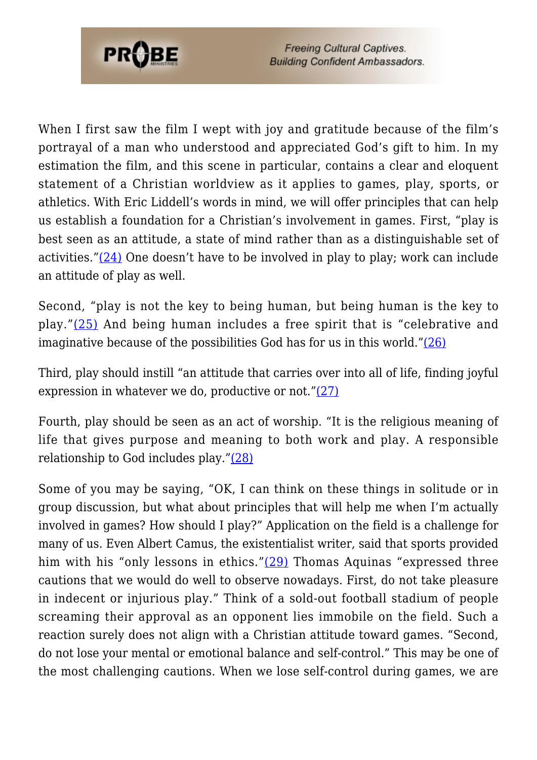When I first saw the film I wept with joy and gratitude because of the film's portrayal of a man who understood and appreciated God's gift to him. In my estimation the film, and this scene in particular, contains a clear and eloquent statement of a Christian worldview as it applies to games, play, sports, or athletics. With Eric Liddell's words in mind, we will offer principles that can help us establish a foundation for a Christian's involvement in games. First, "play is best seen as an attitude, a state of mind rather than as a distinguishable set of activities."(24) One doesn't have to be involved in play to play; work can include an attitude of play as well.

Second, "play is not the key to being human, but being human is the key to play."(25) And being human includes a free spirit that is "celebrative and imaginative because of the possibilities God has for us in this world."(26)

Third, play should instill "an attitude that carries over into all of life, finding joyful expression in whatever we do, productive or not."(27)

Fourth, play should be seen as an act of worship. "It is the religious meaning of life that gives purpose and meaning to both work and play. A responsible relationship to God includes play."(28)

Some of you may be saying, "OK, I can think on these things in solitude or in group discussion, but what about principles that will help me when I'm actually involved in games? How should I play?" Application on the field is a challenge for many of us. Even Albert Camus, the existentialist writer, said that sports provided him with his "only lessons in ethics."(29) Thomas Aquinas "expressed three cautions that we would do well to observe nowadays. First, do not take pleasure in indecent or injurious play." Think of a sold-out football stadium of people screaming their approval as an opponent lies immobile on the field. Such a reaction surely does not align with a Christian attitude toward games. "Second, do not lose your mental or emotional balance and self-control." This may be one of the most challenging cautions. When we lose self-control during games, we are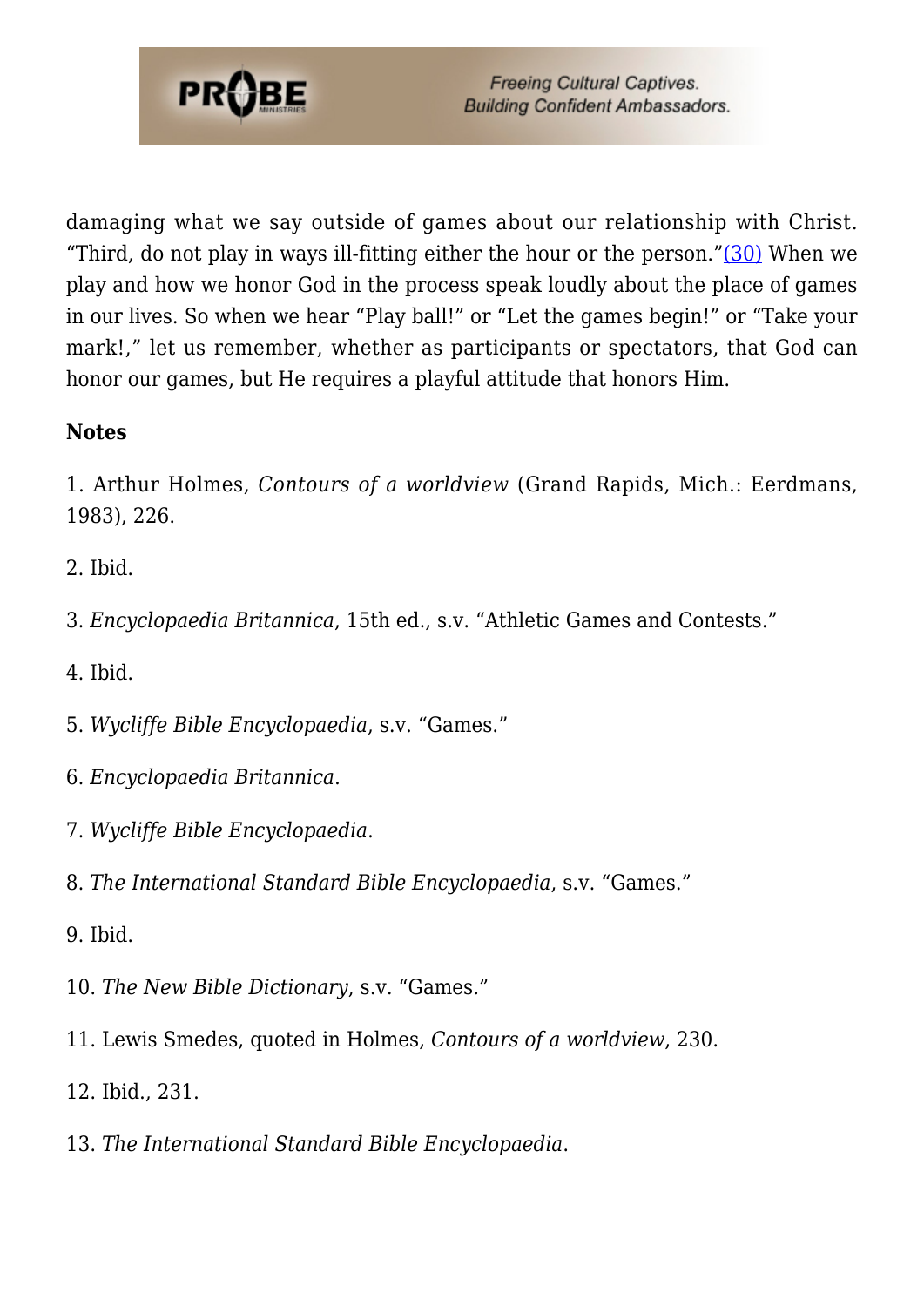damaging what we say outside of games about our relationship with Christ. "Third, do not play in ways ill-fitting either the hour or the person."(30) When we play and how we honor God in the process speak loudly about the place of games in our lives. So when we hear "Play ball!" or "Let the games begin!" or "Take your mark!," let us remember, whether as participants or spectators, that God can honor our games, but He requires a playful attitude that honors Him.

**Notes**

1. Arthur Holmes, *Contours of a worldview* (Grand Rapids, Mich.: Eerdmans, 1983), 226.

2. Ibid.

3. *Encyclopaedia Britannica*, 15th ed., s.v. "Athletic Games and Contests."

4. Ibid.

5. *Wycliffe Bible Encyclopaedia*, s.v. "Games."

6. *Encyclopaedia Britannica*.

7. *Wycliffe Bible Encyclopaedia*.

8. *The International Standard Bible Encyclopaedia*, s.v. "Games."

9. Ibid.

10. *The New Bible Dictionary*, s.v. "Games."

11. Lewis Smedes, quoted in Holmes, *Contours of a worldview*, 230.

12. Ibid., 231.

13. *The International Standard Bible Encyclopaedia*.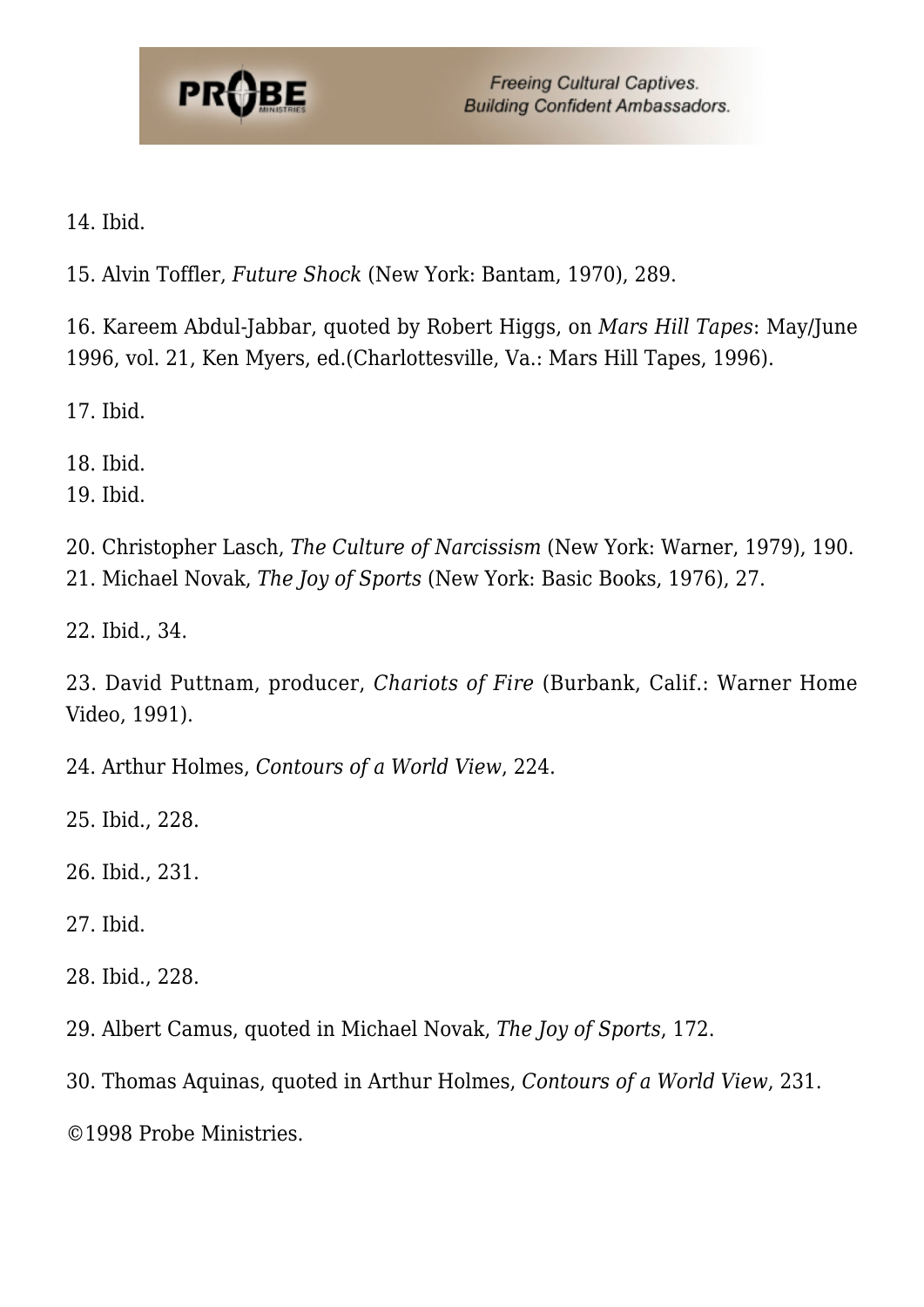14. Ibid.

15. Alvin Toffler, *Future Shock* (New York: Bantam, 1970), 289.

16. Kareem Abdul-Jabbar, quoted by Robert Higgs, on *Mars Hill Tapes*: May/June 1996, vol. 21, Ken Myers, ed.(Charlottesville, Va.: Mars Hill Tapes, 1996).

17. Ibid.

18. Ibid.
19. Ibid.

20. Christopher Lasch, *The Culture of Narcissism* (New York: Warner, 1979), 190.
21. Michael Novak, *The Joy of Sports* (New York: Basic Books, 1976), 27.

22. Ibid., 34.

23. David Puttnam, producer, *Chariots of Fire* (Burbank, Calif.: Warner Home Video, 1991).

24. Arthur Holmes, *Contours of a World View*, 224.

25. Ibid., 228.

26. Ibid., 231.

27. Ibid.

28. Ibid., 228.

29. Albert Camus, quoted in Michael Novak, *The Joy of Sports*, 172.

30. Thomas Aquinas, quoted in Arthur Holmes, *Contours of a World View*, 231.

©1998 Probe Ministries.